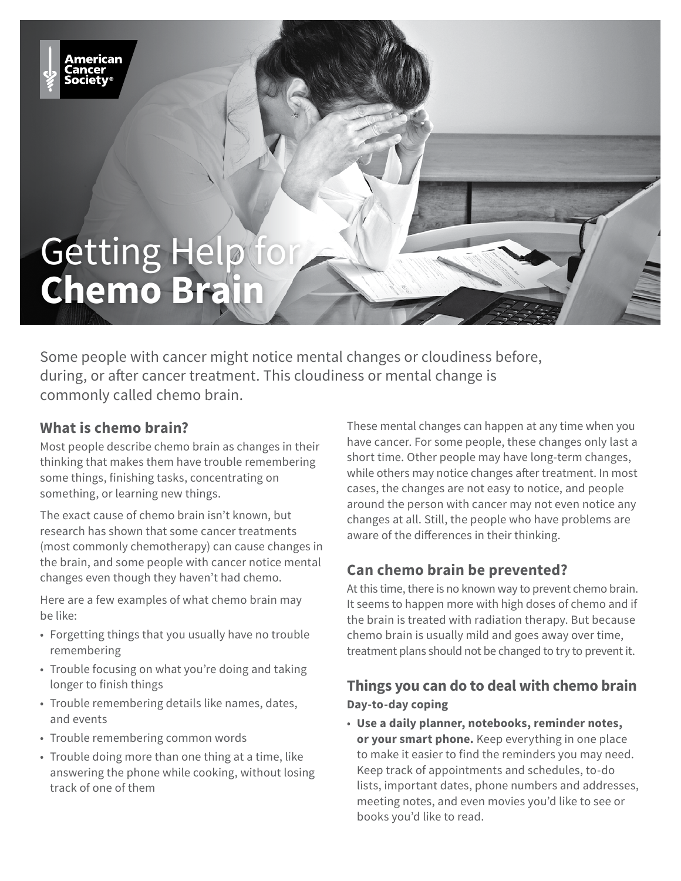American Cancer Society®

# Getting Help for **Chemo Brain**

Some people with cancer might notice mental changes or cloudiness before, during, or after cancer treatment. This cloudiness or mental change is commonly called chemo brain.

## What is chemo brain?

Most people describe chemo brain as changes in their thinking that makes them have trouble remembering some things, finishing tasks, concentrating on something, or learning new things.

The exact cause of chemo brain isn't known, but research has shown that some cancer treatments (most commonly chemotherapy) can cause changes in the brain, and some people with cancer notice mental changes even though they haven't had chemo.

Here are a few examples of what chemo brain may be like:

- Forgetting things that you usually have no trouble remembering
- Trouble focusing on what you're doing and taking longer to finish things
- Trouble remembering details like names, dates, and events
- Trouble remembering common words
- Trouble doing more than one thing at a time, like answering the phone while cooking, without losing track of one of them

These mental changes can happen at any time when you have cancer. For some people, these changes only last a short time. Other people may have long-term changes, while others may notice changes after treatment. In most cases, the changes are not easy to notice, and people around the person with cancer may not even notice any changes at all. Still, the people who have problems are aware of the differences in their thinking.

## Can chemo brain be prevented?

At this time, there is no known way to prevent chemo brain. It seems to happen more with high doses of chemo and if the brain is treated with radiation therapy. But because chemo brain is usually mild and goes away over time, treatment plans should not be changed to try to prevent it.

## Things you can do to deal with chemo brain

### Day-to-day coping

- **Use a daily planner, notebooks, reminder notes, or your smart phone.** Keep everything in one place to make it easier to find the reminders you may need. Keep track of appointments and schedules, to-do lists, important dates, phone numbers and addresses, meeting notes, and even movies you'd like to see or books you'd like to read.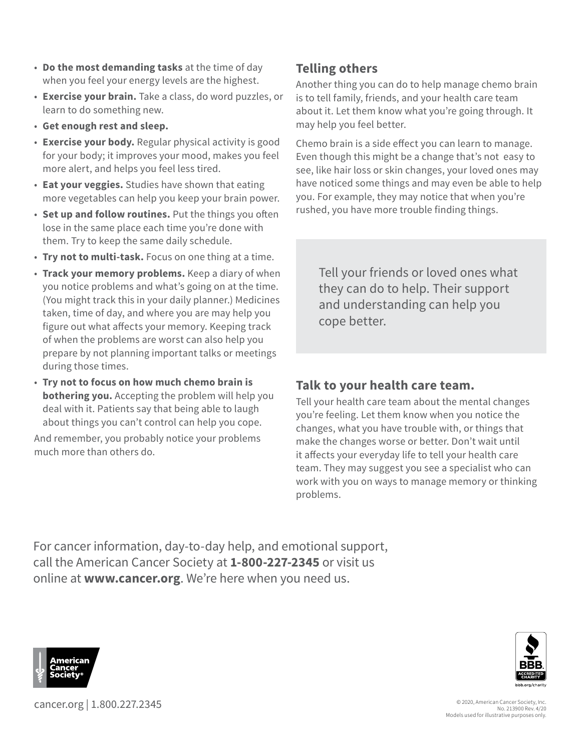- **Do the most demanding tasks** at the time of day when you feel your energy levels are the highest.
- **Exercise your brain.** Take a class, do word puzzles, or learn to do something new.
- **Get enough rest and sleep.**
- **Exercise your body.** Regular physical activity is good for your body; it improves your mood, makes you feel more alert, and helps you feel less tired.
- **Eat your veggies.** Studies have shown that eating more vegetables can help you keep your brain power.
- **Set up and follow routines.** Put the things you often lose in the same place each time you're done with them. Try to keep the same daily schedule.
- **Try not to multi-task.** Focus on one thing at a time.
- **Track your memory problems.** Keep a diary of when you notice problems and what's going on at the time. (You might track this in your daily planner.) Medicines taken, time of day, and where you are may help you figure out what affects your memory. Keeping track of when the problems are worst can also help you prepare by not planning important talks or meetings during those times.
- **Try not to focus on how much chemo brain is bothering you.** Accepting the problem will help you deal with it. Patients say that being able to laugh about things you can't control can help you cope.

And remember, you probably notice your problems much more than others do.

## Telling others

Another thing you can do to help manage chemo brain is to tell family, friends, and your health care team about it. Let them know what you're going through. It may help you feel better.

Chemo brain is a side effect you can learn to manage. Even though this might be a change that's not easy to see, like hair loss or skin changes, your loved ones may have noticed some things and may even be able to help you. For example, they may notice that when you're rushed, you have more trouble finding things.

Tell your friends or loved ones what they can do to help. Their support and understanding can help you cope better.

## Talk to your health care team.

Tell your health care team about the mental changes you're feeling. Let them know when you notice the changes, what you have trouble with, or things that make the changes worse or better. Don't wait until it affects your everyday life to tell your health care team. They may suggest you see a specialist who can work with you on ways to manage memory or thinking problems.

For cancer information, day-to-day help, and emotional support, call the American Cancer Society at **1-800-227-2345** or visit us online at **www.cancer.org**. We're here when you need us.

American Cancer Society®

cancer.org | 1.800.227.2345

BBB. ACCREDITED CHARITY bbb.org/charity

© 2020, American Cancer Society, Inc.
No. 213900 Rev. 4/20
Models used for illustrative purposes only.